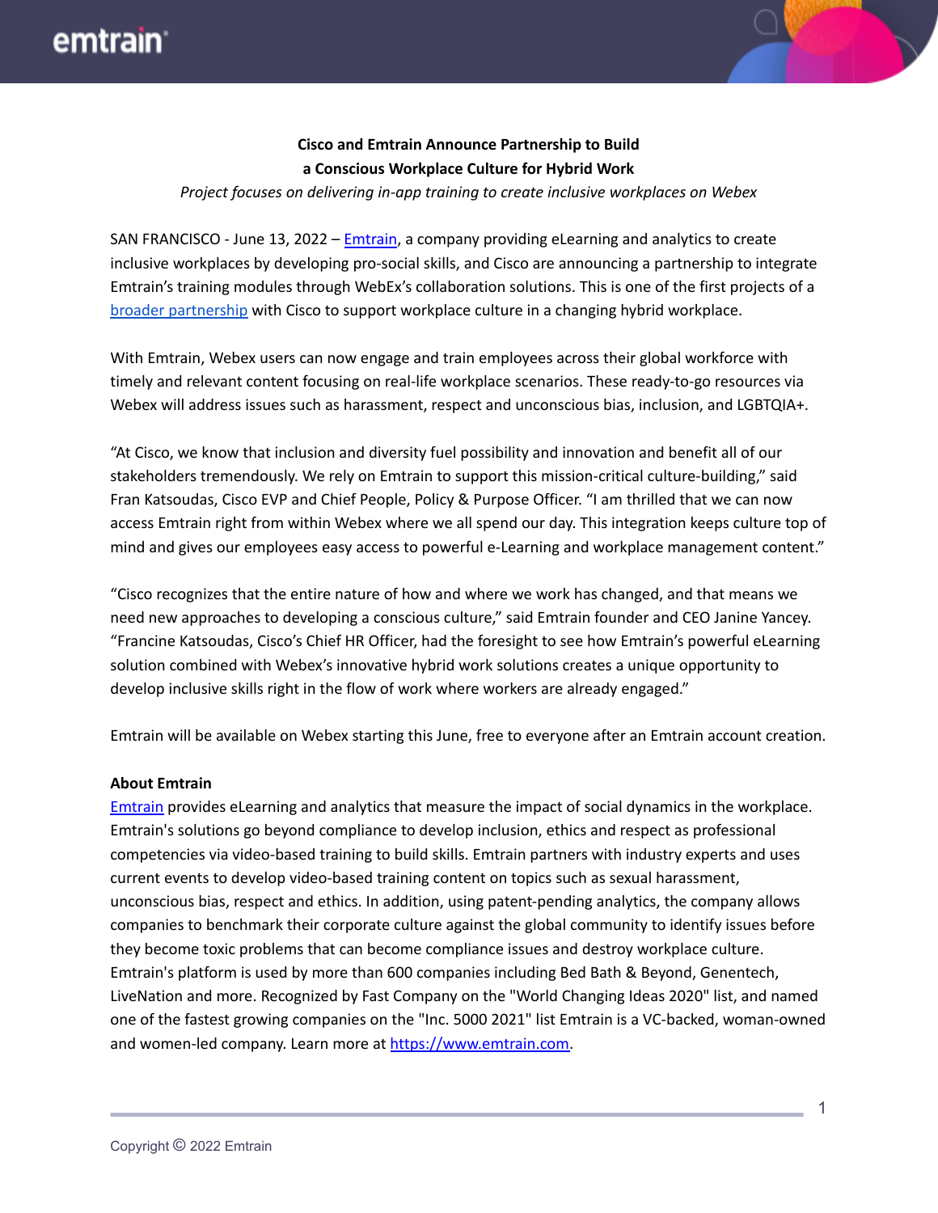**Cisco and Emtrain Announce Partnership to Build a Conscious Workplace Culture for Hybrid Work**

*Project focuses on delivering in-app training to create inclusive workplaces on Webex*

SAN FRANCISCO - June 13, 2022 – Emtrain, a company providing eLearning and analytics to create inclusive workplaces by developing pro-social skills, and Cisco are announcing a partnership to integrate Emtrain's training modules through WebEx's collaboration solutions. This is one of the first projects of a broader partnership with Cisco to support workplace culture in a changing hybrid workplace.

With Emtrain, Webex users can now engage and train employees across their global workforce with timely and relevant content focusing on real-life workplace scenarios. These ready-to-go resources via Webex will address issues such as harassment, respect and unconscious bias, inclusion, and LGBTQIA+.

"At Cisco, we know that inclusion and diversity fuel possibility and innovation and benefit all of our stakeholders tremendously. We rely on Emtrain to support this mission-critical culture-building," said Fran Katsoudas, Cisco EVP and Chief People, Policy & Purpose Officer. "I am thrilled that we can now access Emtrain right from within Webex where we all spend our day. This integration keeps culture top of mind and gives our employees easy access to powerful e-Learning and workplace management content."

"Cisco recognizes that the entire nature of how and where we work has changed, and that means we need new approaches to developing a conscious culture," said Emtrain founder and CEO Janine Yancey. "Francine Katsoudas, Cisco's Chief HR Officer, had the foresight to see how Emtrain's powerful eLearning solution combined with Webex's innovative hybrid work solutions creates a unique opportunity to develop inclusive skills right in the flow of work where workers are already engaged."

Emtrain will be available on Webex starting this June, free to everyone after an Emtrain account creation.

**About Emtrain**

Emtrain provides eLearning and analytics that measure the impact of social dynamics in the workplace. Emtrain's solutions go beyond compliance to develop inclusion, ethics and respect as professional competencies via video-based training to build skills. Emtrain partners with industry experts and uses current events to develop video-based training content on topics such as sexual harassment, unconscious bias, respect and ethics. In addition, using patent-pending analytics, the company allows companies to benchmark their corporate culture against the global community to identify issues before they become toxic problems that can become compliance issues and destroy workplace culture. Emtrain's platform is used by more than 600 companies including Bed Bath & Beyond, Genentech, LiveNation and more. Recognized by Fast Company on the "World Changing Ideas 2020" list, and named one of the fastest growing companies on the "Inc. 5000 2021" list Emtrain is a VC-backed, woman-owned and women-led company. Learn more at https://www.emtrain.com.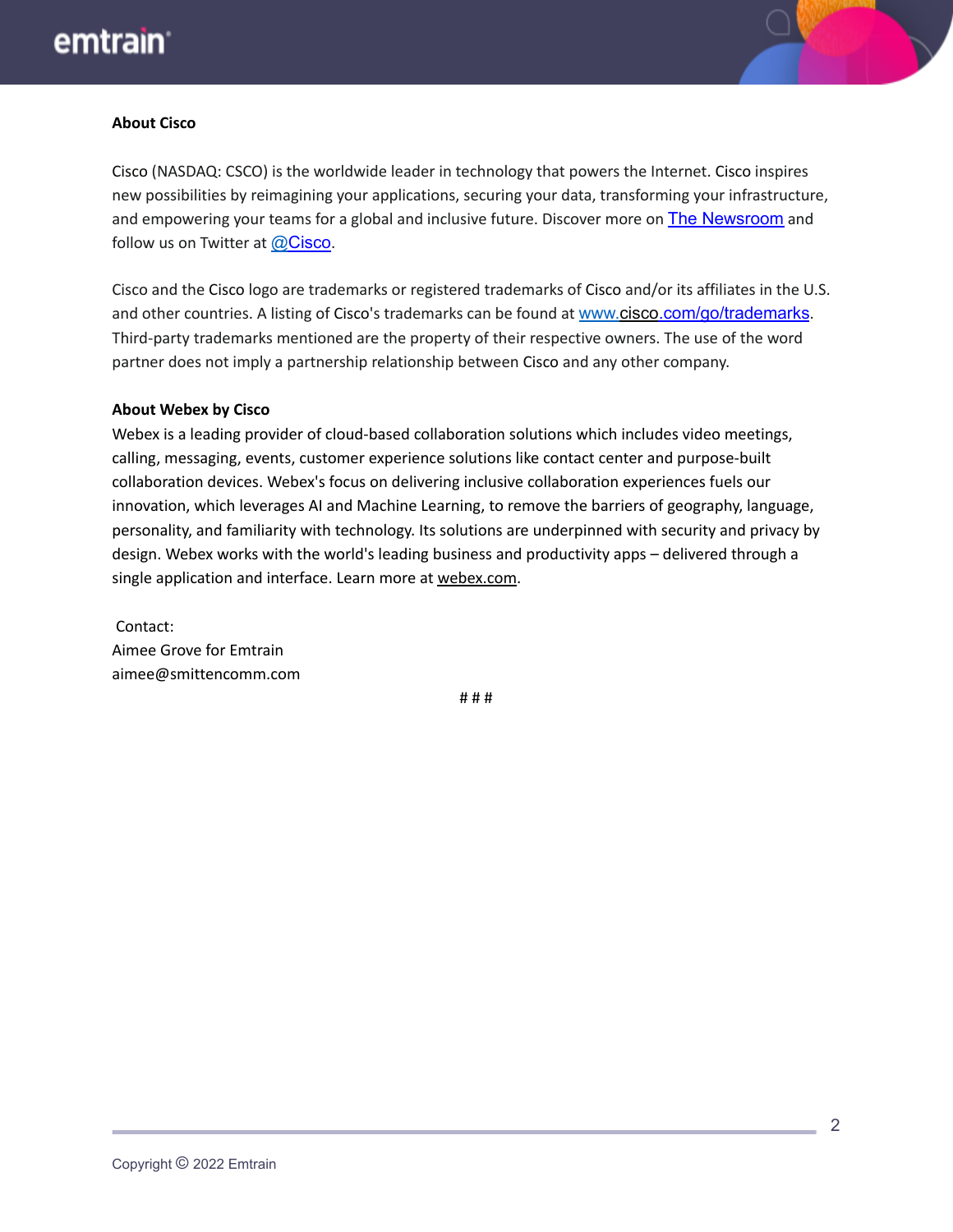**About Cisco**

Cisco (NASDAQ: CSCO) is the worldwide leader in technology that powers the Internet. Cisco inspires new possibilities by reimagining your applications, securing your data, transforming your infrastructure, and empowering your teams for a global and inclusive future. Discover more on The Newsroom and follow us on Twitter at @Cisco.

Cisco and the Cisco logo are trademarks or registered trademarks of Cisco and/or its affiliates in the U.S. and other countries. A listing of Cisco's trademarks can be found at www.cisco.com/go/trademarks. Third-party trademarks mentioned are the property of their respective owners. The use of the word partner does not imply a partnership relationship between Cisco and any other company.

**About Webex by Cisco**

Webex is a leading provider of cloud-based collaboration solutions which includes video meetings, calling, messaging, events, customer experience solutions like contact center and purpose-built collaboration devices. Webex's focus on delivering inclusive collaboration experiences fuels our innovation, which leverages AI and Machine Learning, to remove the barriers of geography, language, personality, and familiarity with technology. Its solutions are underpinned with security and privacy by design. Webex works with the world's leading business and productivity apps – delivered through a single application and interface. Learn more at webex.com.

Contact:
Aimee Grove for Emtrain
aimee@smittencomm.com

# # #

Copyright © 2022 Emtrain